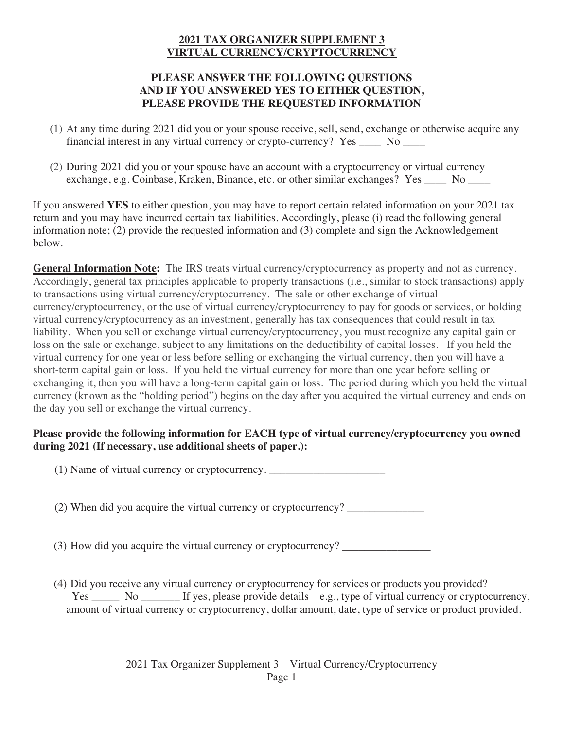# 2021 TAX ORGANIZER SUPPLEMENT 3
# VIRTUAL CURRENCY/CRYPTOCURRENCY

## PLEASE ANSWER THE FOLLOWING QUESTIONS AND IF YOU ANSWERED YES TO EITHER QUESTION, PLEASE PROVIDE THE REQUESTED INFORMATION

(1) At any time during 2021 did you or your spouse receive, sell, send, exchange or otherwise acquire any financial interest in any virtual currency or crypto-currency? Yes ____ No ____

(2) During 2021 did you or your spouse have an account with a cryptocurrency or virtual currency exchange, e.g. Coinbase, Kraken, Binance, etc. or other similar exchanges? Yes ____ No ____

If you answered **YES** to either question, you may have to report certain related information on your 2021 tax return and you may have incurred certain tax liabilities. Accordingly, please (i) read the following general information note; (2) provide the requested information and (3) complete and sign the Acknowledgement below.

**General Information Note:** The IRS treats virtual currency/cryptocurrency as property and not as currency. Accordingly, general tax principles applicable to property transactions (i.e., similar to stock transactions) apply to transactions using virtual currency/cryptocurrency. The sale or other exchange of virtual currency/cryptocurrency, or the use of virtual currency/cryptocurrency to pay for goods or services, or holding virtual currency/cryptocurrency as an investment, generally has tax consequences that could result in tax liability. When you sell or exchange virtual currency/cryptocurrency, you must recognize any capital gain or loss on the sale or exchange, subject to any limitations on the deductibility of capital losses. If you held the virtual currency for one year or less before selling or exchanging the virtual currency, then you will have a short-term capital gain or loss. If you held the virtual currency for more than one year before selling or exchanging it, then you will have a long-term capital gain or loss. The period during which you held the virtual currency (known as the "holding period") begins on the day after you acquired the virtual currency and ends on the day you sell or exchange the virtual currency.

**Please provide the following information for EACH type of virtual currency/cryptocurrency you owned during 2021 (If necessary, use additional sheets of paper.):**

(1) Name of virtual currency or cryptocurrency. _____________________

(2) When did you acquire the virtual currency or cryptocurrency? ______________

(3) How did you acquire the virtual currency or cryptocurrency? ________________

(4) Did you receive any virtual currency or cryptocurrency for services or products you provided? Yes _____ No _______ If yes, please provide details – e.g., type of virtual currency or cryptocurrency, amount of virtual currency or cryptocurrency, dollar amount, date, type of service or product provided.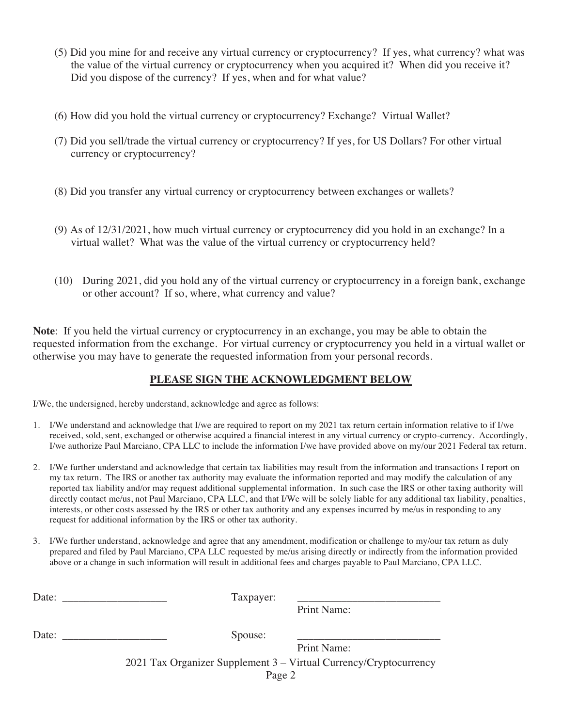(5) Did you mine for and receive any virtual currency or cryptocurrency? If yes, what currency? what was the value of the virtual currency or cryptocurrency when you acquired it? When did you receive it? Did you dispose of the currency? If yes, when and for what value?

(6) How did you hold the virtual currency or cryptocurrency? Exchange? Virtual Wallet?

(7) Did you sell/trade the virtual currency or cryptocurrency? If yes, for US Dollars? For other virtual currency or cryptocurrency?

(8) Did you transfer any virtual currency or cryptocurrency between exchanges or wallets?

(9) As of 12/31/2021, how much virtual currency or cryptocurrency did you hold in an exchange? In a virtual wallet? What was the value of the virtual currency or cryptocurrency held?

(10) During 2021, did you hold any of the virtual currency or cryptocurrency in a foreign bank, exchange or other account? If so, where, what currency and value?

**Note**: If you held the virtual currency or cryptocurrency in an exchange, you may be able to obtain the requested information from the exchange. For virtual currency or cryptocurrency you held in a virtual wallet or otherwise you may have to generate the requested information from your personal records.

## PLEASE SIGN THE ACKNOWLEDGMENT BELOW

I/We, the undersigned, hereby understand, acknowledge and agree as follows:

1. I/We understand and acknowledge that I/we are required to report on my 2021 tax return certain information relative to if I/we received, sold, sent, exchanged or otherwise acquired a financial interest in any virtual currency or crypto-currency. Accordingly, I/we authorize Paul Marciano, CPA LLC to include the information I/we have provided above on my/our 2021 Federal tax return.

2. I/We further understand and acknowledge that certain tax liabilities may result from the information and transactions I report on my tax return. The IRS or another tax authority may evaluate the information reported and may modify the calculation of any reported tax liability and/or may request additional supplemental information. In such case the IRS or other taxing authority will directly contact me/us, not Paul Marciano, CPA LLC, and that I/We will be solely liable for any additional tax liability, penalties, interests, or other costs assessed by the IRS or other tax authority and any expenses incurred by me/us in responding to any request for additional information by the IRS or other tax authority.

3. I/We further understand, acknowledge and agree that any amendment, modification or challenge to my/our tax return as duly prepared and filed by Paul Marciano, CPA LLC requested by me/us arising directly or indirectly from the information provided above or a change in such information will result in additional fees and charges payable to Paul Marciano, CPA LLC.

Date: ___________________ Taxpayer: __________________________

Print Name:

Date: ___________________ Spouse: __________________________

Print Name:

2021 Tax Organizer Supplement 3 – Virtual Currency/Cryptocurrency